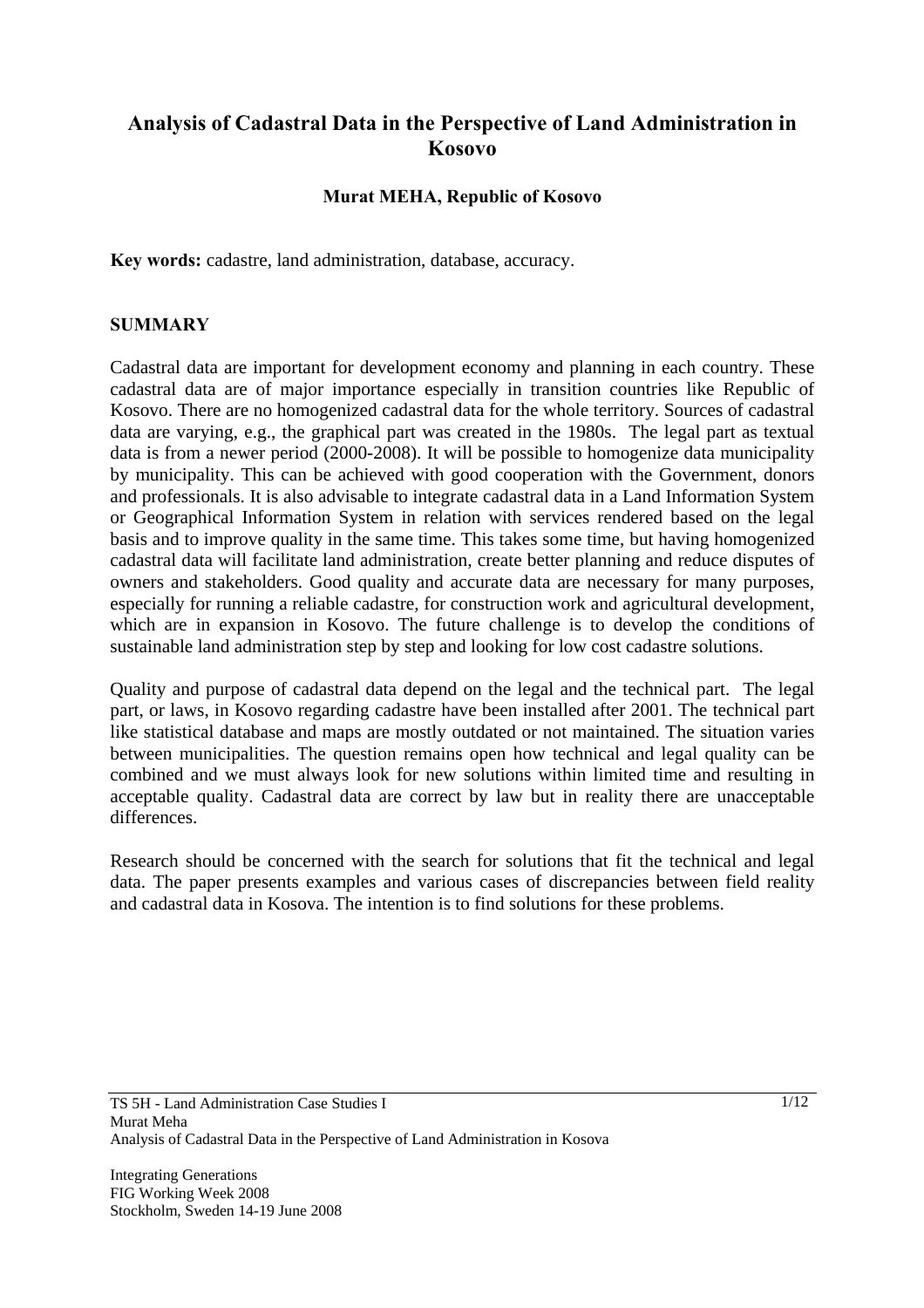# Analysis of Cadastral Data in the Perspective of Land Administration in Kosovo

**Murat MEHA, Republic of Kosovo**

**Key words:** cadastre, land administration, database, accuracy.

## SUMMARY

Cadastral data are important for development economy and planning in each country. These cadastral data are of major importance especially in transition countries like Republic of Kosovo. There are no homogenized cadastral data for the whole territory. Sources of cadastral data are varying, e.g., the graphical part was created in the 1980s. The legal part as textual data is from a newer period (2000-2008). It will be possible to homogenize data municipality by municipality. This can be achieved with good cooperation with the Government, donors and professionals. It is also advisable to integrate cadastral data in a Land Information System or Geographical Information System in relation with services rendered based on the legal basis and to improve quality in the same time. This takes some time, but having homogenized cadastral data will facilitate land administration, create better planning and reduce disputes of owners and stakeholders. Good quality and accurate data are necessary for many purposes, especially for running a reliable cadastre, for construction work and agricultural development, which are in expansion in Kosovo. The future challenge is to develop the conditions of sustainable land administration step by step and looking for low cost cadastre solutions.

Quality and purpose of cadastral data depend on the legal and the technical part. The legal part, or laws, in Kosovo regarding cadastre have been installed after 2001. The technical part like statistical database and maps are mostly outdated or not maintained. The situation varies between municipalities. The question remains open how technical and legal quality can be combined and we must always look for new solutions within limited time and resulting in acceptable quality. Cadastral data are correct by law but in reality there are unacceptable differences.

Research should be concerned with the search for solutions that fit the technical and legal data. The paper presents examples and various cases of discrepancies between field reality and cadastral data in Kosova. The intention is to find solutions for these problems.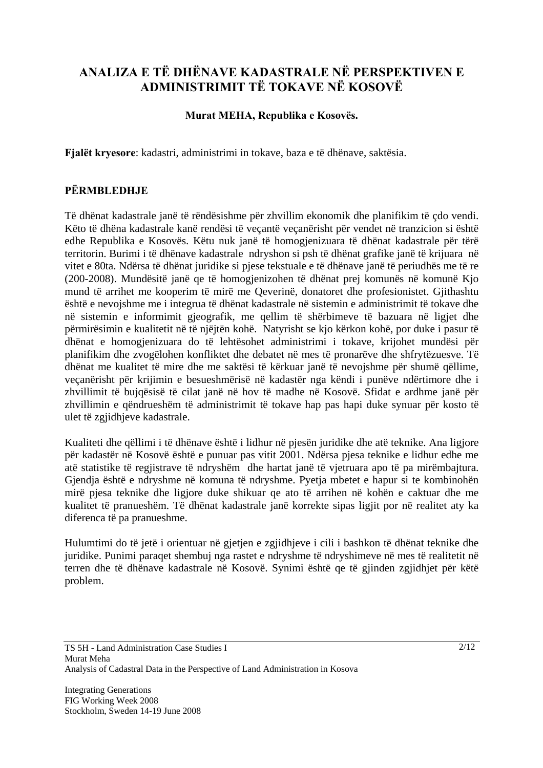# ANALIZA E TË DHËNAVE KADASTRALE NË PERSPEKTIVEN E ADMINISTRIMIT TË TOKAVE NË KOSOVË

**Murat MEHA, Republika e Kosovës.**

**Fjalët kryesore**: kadastri, administrimi in tokave, baza e të dhënave, saktësia.

## PËRMBLEDHJE

Të dhënat kadastrale janë të rëndësishme për zhvillim ekonomik dhe planifikim të çdo vendi. Këto të dhëna kadastrale kanë rendësi të veçantë veçanërisht për vendet në tranzicion si është edhe Republika e Kosovës. Këtu nuk janë të homogjenizuara të dhënat kadastrale për tërë territorin. Burimi i të dhënave kadastrale ndryshon si psh të dhënat grafike janë të krijuara në vitet e 80ta. Ndërsa të dhënat juridike si pjese tekstuale e të dhënave janë të periudhës me të re (200-2008). Mundësitë janë qe të homogjenizohen të dhënat prej komunës në komunë Kjo mund të arrihet me kooperim të mirë me Qeverinë, donatoret dhe profesionistet. Gjithashtu është e nevojshme me i integrua të dhënat kadastrale në sistemin e administrimit të tokave dhe në sistemin e informimit gjeografik, me qellim të shërbimeve të bazuara në ligjet dhe përmirësimin e kualitetit në të njëjtën kohë. Natyrisht se kjo kërkon kohë, por duke i pasur të dhënat e homogjenizuara do të lehtësohet administrimi i tokave, krijohet mundësi për planifikim dhe zvogëlohen konfliktet dhe debatet në mes të pronarëve dhe shfrytëzuesve. Të dhënat me kualitet të mire dhe me saktësi të kërkuar janë të nevojshme për shumë qëllime, veçanërisht për krijimin e besueshmërisë në kadastër nga këndi i punëve ndërtimore dhe i zhvillimit të bujqësisë të cilat janë në hov të madhe në Kosovë. Sfidat e ardhme janë për zhvillimin e qëndrueshëm të administrimit të tokave hap pas hapi duke synuar për kosto të ulet të zgjidhjeve kadastrale.

Kualiteti dhe qëllimi i të dhënave është i lidhur në pjesën juridike dhe atë teknike. Ana ligjore për kadastër në Kosovë është e punuar pas vitit 2001. Ndërsa pjesa teknike e lidhur edhe me atë statistike të regjistrave të ndryshëm dhe hartat janë të vjetruara apo të pa mirëmbajtura. Gjendja është e ndryshme në komuna të ndryshme. Pyetja mbetet e hapur si te kombinohën mirë pjesa teknike dhe ligjore duke shikuar qe ato të arrihen në kohën e caktuar dhe me kualitet të pranueshëm. Të dhënat kadastrale janë korrekte sipas ligjit por në realitet aty ka diferenca të pa pranueshme.

Hulumtimi do të jetë i orientuar në gjetjen e zgjidhjeve i cili i bashkon të dhënat teknike dhe juridike. Punimi paraqet shembuj nga rastet e ndryshme të ndryshimeve në mes të realitetit në terren dhe të dhënave kadastrale në Kosovë. Synimi është qe të gjinden zgjidhjet për këtë problem.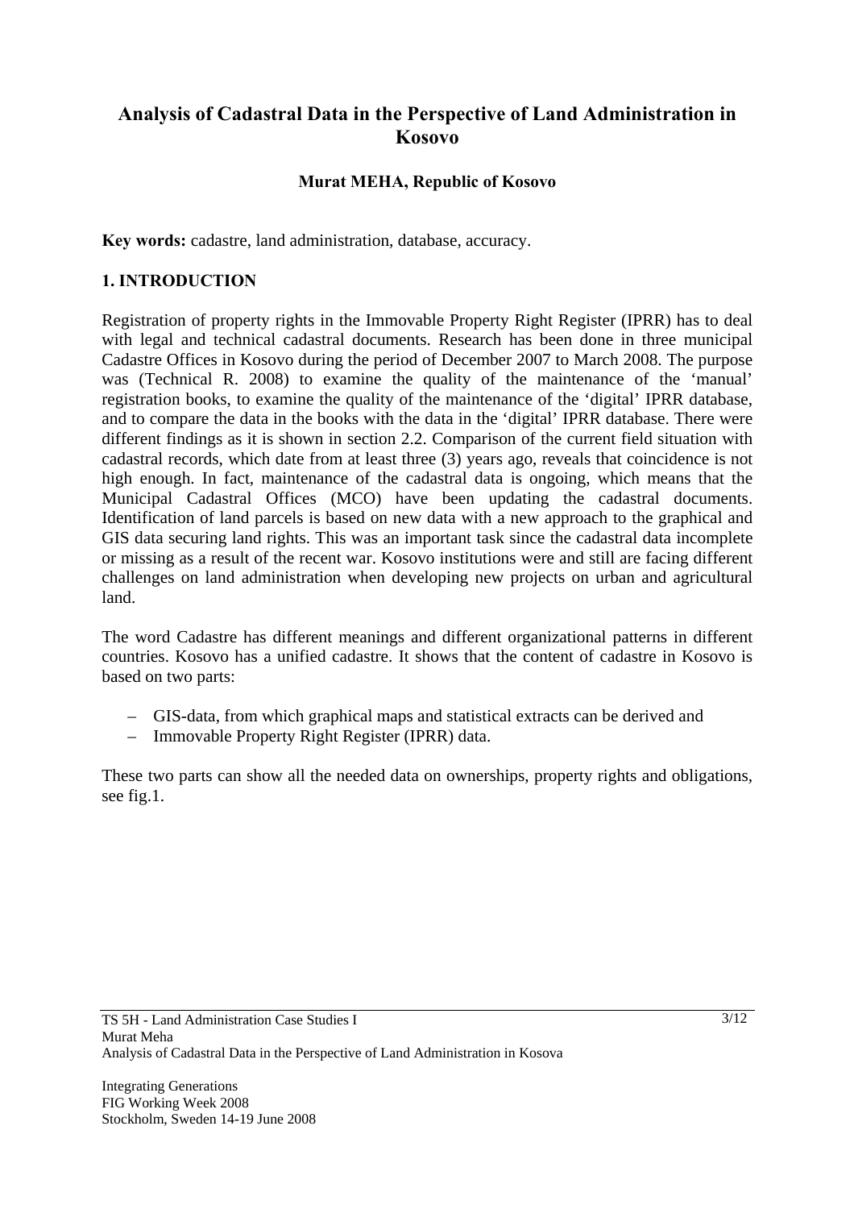# Analysis of Cadastral Data in the Perspective of Land Administration in Kosovo

**Murat MEHA, Republic of Kosovo**

**Key words:** cadastre, land administration, database, accuracy.

## 1. INTRODUCTION

Registration of property rights in the Immovable Property Right Register (IPRR) has to deal with legal and technical cadastral documents. Research has been done in three municipal Cadastre Offices in Kosovo during the period of December 2007 to March 2008. The purpose was (Technical R. 2008) to examine the quality of the maintenance of the 'manual' registration books, to examine the quality of the maintenance of the 'digital' IPRR database, and to compare the data in the books with the data in the 'digital' IPRR database. There were different findings as it is shown in section 2.2. Comparison of the current field situation with cadastral records, which date from at least three (3) years ago, reveals that coincidence is not high enough. In fact, maintenance of the cadastral data is ongoing, which means that the Municipal Cadastral Offices (MCO) have been updating the cadastral documents. Identification of land parcels is based on new data with a new approach to the graphical and GIS data securing land rights. This was an important task since the cadastral data incomplete or missing as a result of the recent war. Kosovo institutions were and still are facing different challenges on land administration when developing new projects on urban and agricultural land.

The word Cadastre has different meanings and different organizational patterns in different countries. Kosovo has a unified cadastre. It shows that the content of cadastre in Kosovo is based on two parts:

- GIS-data, from which graphical maps and statistical extracts can be derived and
- Immovable Property Right Register (IPRR) data.

These two parts can show all the needed data on ownerships, property rights and obligations, see fig.1.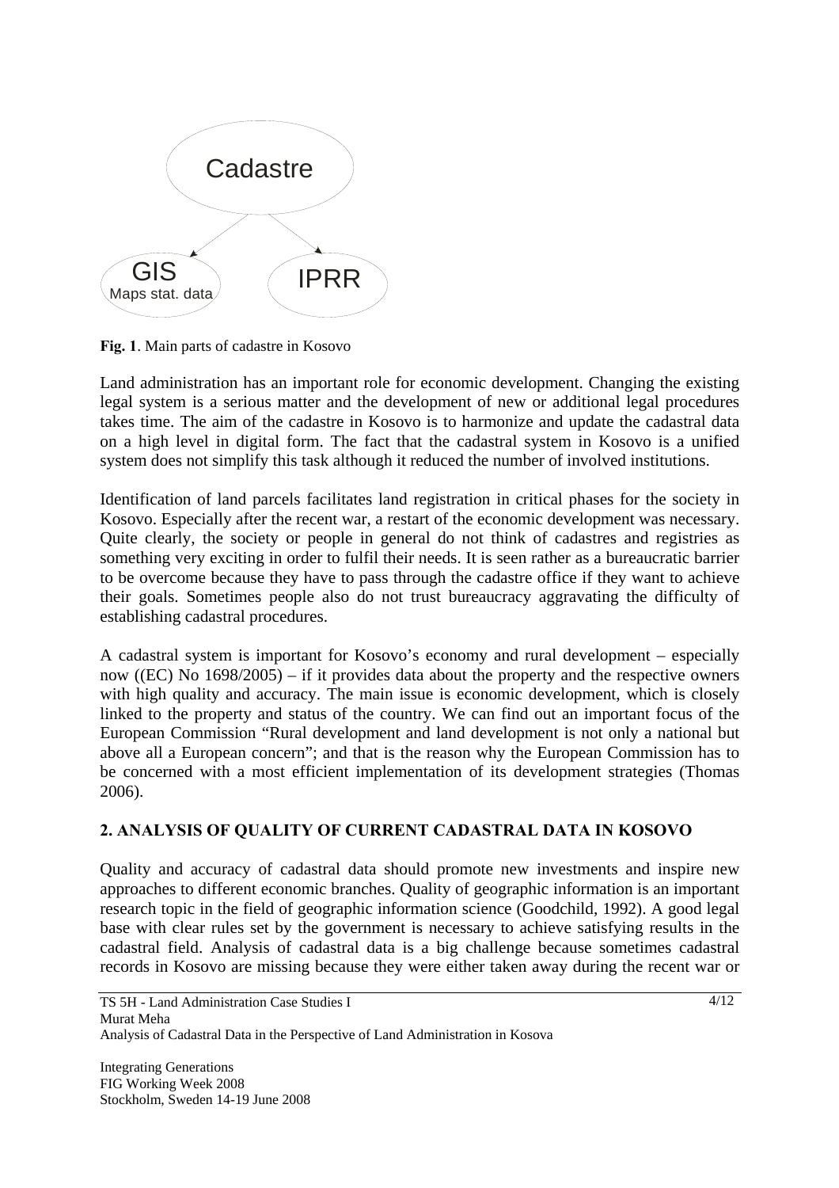Cadastre

GIS
Maps stat. data

IPRR

**Fig. 1**. Main parts of cadastre in Kosovo

Land administration has an important role for economic development. Changing the existing legal system is a serious matter and the development of new or additional legal procedures takes time. The aim of the cadastre in Kosovo is to harmonize and update the cadastral data on a high level in digital form. The fact that the cadastral system in Kosovo is a unified system does not simplify this task although it reduced the number of involved institutions.

Identification of land parcels facilitates land registration in critical phases for the society in Kosovo. Especially after the recent war, a restart of the economic development was necessary. Quite clearly, the society or people in general do not think of cadastres and registries as something very exciting in order to fulfil their needs. It is seen rather as a bureaucratic barrier to be overcome because they have to pass through the cadastre office if they want to achieve their goals. Sometimes people also do not trust bureaucracy aggravating the difficulty of establishing cadastral procedures.

A cadastral system is important for Kosovo's economy and rural development – especially now ((EC) No 1698/2005) – if it provides data about the property and the respective owners with high quality and accuracy. The main issue is economic development, which is closely linked to the property and status of the country. We can find out an important focus of the European Commission "Rural development and land development is not only a national but above all a European concern"; and that is the reason why the European Commission has to be concerned with a most efficient implementation of its development strategies (Thomas 2006).

## 2. ANALYSIS OF QUALITY OF CURRENT CADASTRAL DATA IN KOSOVO

Quality and accuracy of cadastral data should promote new investments and inspire new approaches to different economic branches. Quality of geographic information is an important research topic in the field of geographic information science (Goodchild, 1992). A good legal base with clear rules set by the government is necessary to achieve satisfying results in the cadastral field. Analysis of cadastral data is a big challenge because sometimes cadastral records in Kosovo are missing because they were either taken away during the recent war or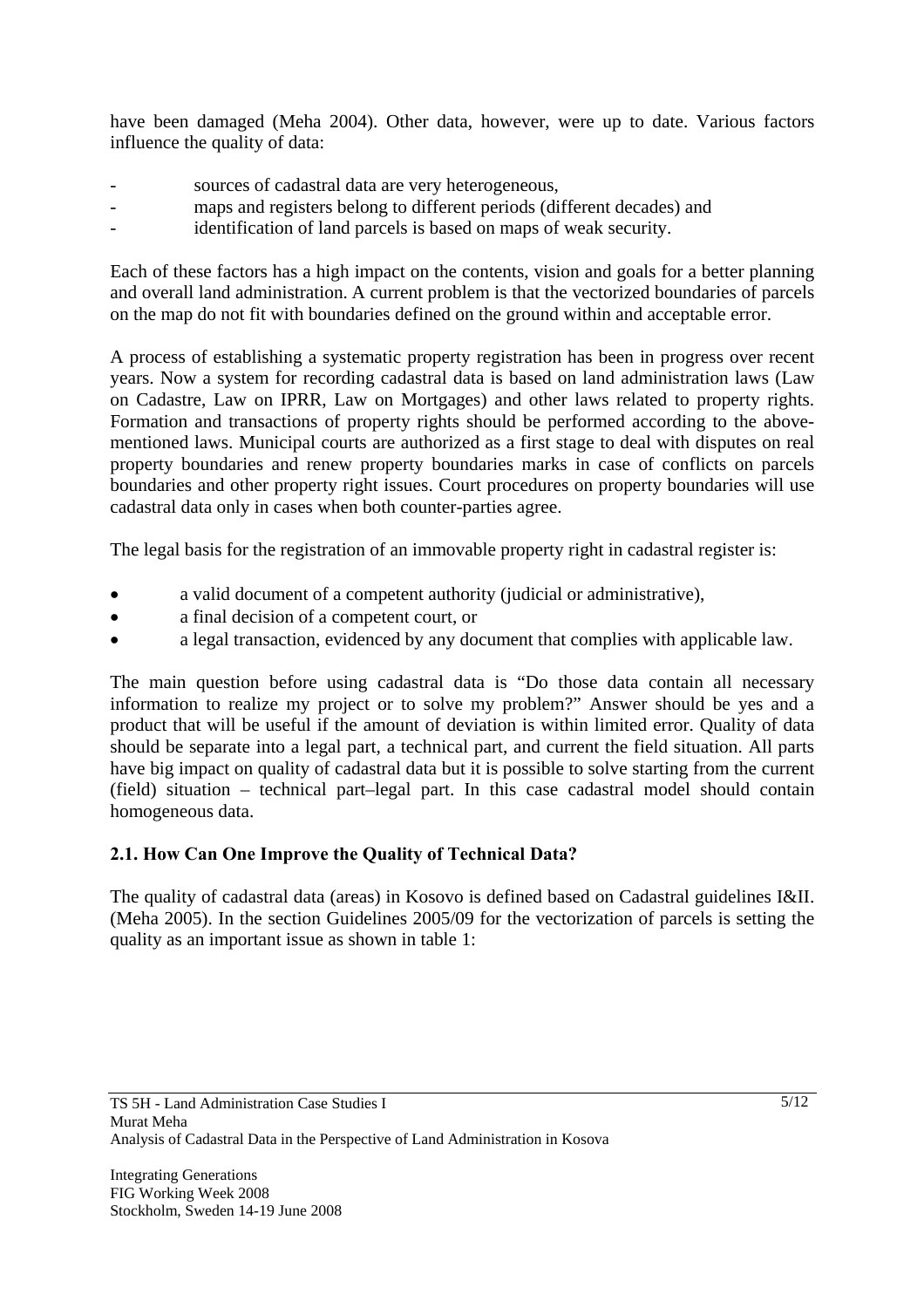have been damaged (Meha 2004). Other data, however, were up to date. Various factors influence the quality of data:

- sources of cadastral data are very heterogeneous,
- maps and registers belong to different periods (different decades) and
- identification of land parcels is based on maps of weak security.

Each of these factors has a high impact on the contents, vision and goals for a better planning and overall land administration. A current problem is that the vectorized boundaries of parcels on the map do not fit with boundaries defined on the ground within and acceptable error.

A process of establishing a systematic property registration has been in progress over recent years. Now a system for recording cadastral data is based on land administration laws (Law on Cadastre, Law on IPRR, Law on Mortgages) and other laws related to property rights. Formation and transactions of property rights should be performed according to the above-mentioned laws. Municipal courts are authorized as a first stage to deal with disputes on real property boundaries and renew property boundaries marks in case of conflicts on parcels boundaries and other property right issues. Court procedures on property boundaries will use cadastral data only in cases when both counter-parties agree.

The legal basis for the registration of an immovable property right in cadastral register is:

- a valid document of a competent authority (judicial or administrative),
- a final decision of a competent court, or
- a legal transaction, evidenced by any document that complies with applicable law.

The main question before using cadastral data is "Do those data contain all necessary information to realize my project or to solve my problem?" Answer should be yes and a product that will be useful if the amount of deviation is within limited error. Quality of data should be separate into a legal part, a technical part, and current the field situation. All parts have big impact on quality of cadastral data but it is possible to solve starting from the current (field) situation – technical part–legal part. In this case cadastral model should contain homogeneous data.

### 2.1. How Can One Improve the Quality of Technical Data?

The quality of cadastral data (areas) in Kosovo is defined based on Cadastral guidelines I&II. (Meha 2005). In the section Guidelines 2005/09 for the vectorization of parcels is setting the quality as an important issue as shown in table 1: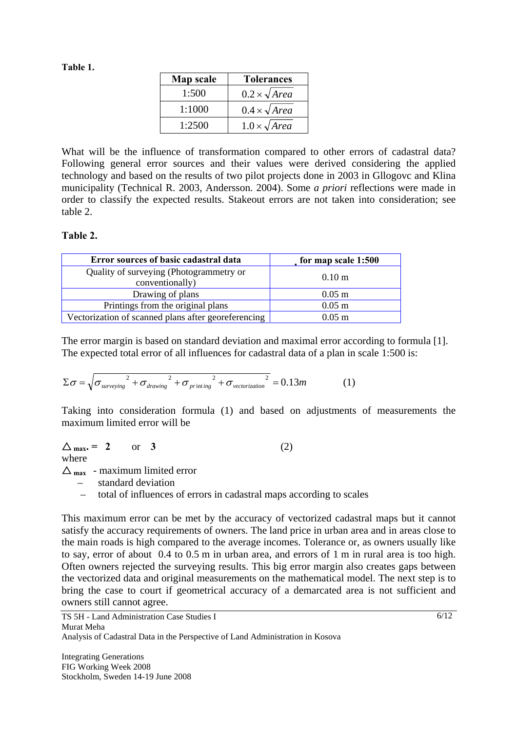**Table 1.**

| Map scale | Tolerances |
|---|---|
| 1:500 | $0.2 \times \sqrt{Area}$ |
| 1:1000 | $0.4 \times \sqrt{Area}$ |
| 1:2500 | $1.0 \times \sqrt{Area}$ |

What will be the influence of transformation compared to other errors of cadastral data? Following general error sources and their values were derived considering the applied technology and based on the results of two pilot projects done in 2003 in Gllogovc and Klina municipality (Technical R. 2003, Andersson. 2004). Some *a priori* reflections were made in order to classify the expected results. Stakeout errors are not taken into consideration; see table 2.

**Table 2.**

| Error sources of basic cadastral data | for map scale 1:500 |
|---|---|
| Quality of surveying (Photogrammetry or conventionally) | 0.10 m |
| Drawing of plans | 0.05 m |
| Printings from the original plans | 0.05 m |
| Vectorization of scanned plans after georeferencing | 0.05 m |

The error margin is based on standard deviation and maximal error according to formula [1]. The expected total error of all influences for cadastral data of a plan in scale 1:500 is:

$$\Sigma\sigma = \sqrt{\sigma_{surveying}^{2} + \sigma_{drawing}^{2} + \sigma_{printing}^{2} + \sigma_{vectorization}^{2}} = 0.13m \qquad (1)$$

Taking into consideration formula (1) and based on adjustments of measurements the maximum limited error will be

$\triangle_{max.}$ = **2** or **3** (2)

where

$\triangle_{max}$ - maximum limited error

- standard deviation
- total of influences of errors in cadastral maps according to scales

This maximum error can be met by the accuracy of vectorized cadastral maps but it cannot satisfy the accuracy requirements of owners. The land price in urban area and in areas close to the main roads is high compared to the average incomes. Tolerance or, as owners usually like to say, error of about 0.4 to 0.5 m in urban area, and errors of 1 m in rural area is too high. Often owners rejected the surveying results. This big error margin also creates gaps between the vectorized data and original measurements on the mathematical model. The next step is to bring the case to court if geometrical accuracy of a demarcated area is not sufficient and owners still cannot agree.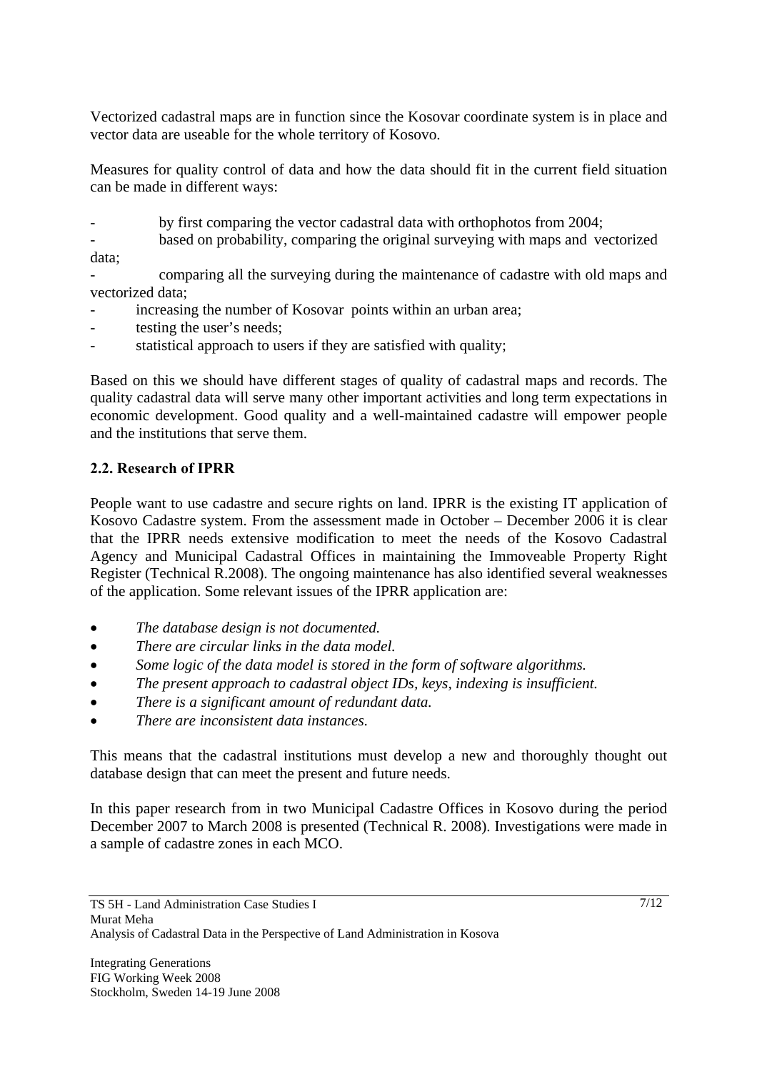Vectorized cadastral maps are in function since the Kosovar coordinate system is in place and vector data are useable for the whole territory of Kosovo.

Measures for quality control of data and how the data should fit in the current field situation can be made in different ways:

- by first comparing the vector cadastral data with orthophotos from 2004;
- based on probability, comparing the original surveying with maps and vectorized data;
- comparing all the surveying during the maintenance of cadastre with old maps and vectorized data;
- increasing the number of Kosovar points within an urban area;
- testing the user's needs;
- statistical approach to users if they are satisfied with quality;

Based on this we should have different stages of quality of cadastral maps and records. The quality cadastral data will serve many other important activities and long term expectations in economic development. Good quality and a well-maintained cadastre will empower people and the institutions that serve them.

### 2.2. Research of IPRR

People want to use cadastre and secure rights on land. IPRR is the existing IT application of Kosovo Cadastre system. From the assessment made in October – December 2006 it is clear that the IPRR needs extensive modification to meet the needs of the Kosovo Cadastral Agency and Municipal Cadastral Offices in maintaining the Immoveable Property Right Register (Technical R.2008). The ongoing maintenance has also identified several weaknesses of the application. Some relevant issues of the IPRR application are:

- *The database design is not documented.*
- *There are circular links in the data model.*
- *Some logic of the data model is stored in the form of software algorithms.*
- *The present approach to cadastral object IDs, keys, indexing is insufficient.*
- *There is a significant amount of redundant data.*
- *There are inconsistent data instances.*

This means that the cadastral institutions must develop a new and thoroughly thought out database design that can meet the present and future needs.

In this paper research from in two Municipal Cadastre Offices in Kosovo during the period December 2007 to March 2008 is presented (Technical R. 2008). Investigations were made in a sample of cadastre zones in each MCO.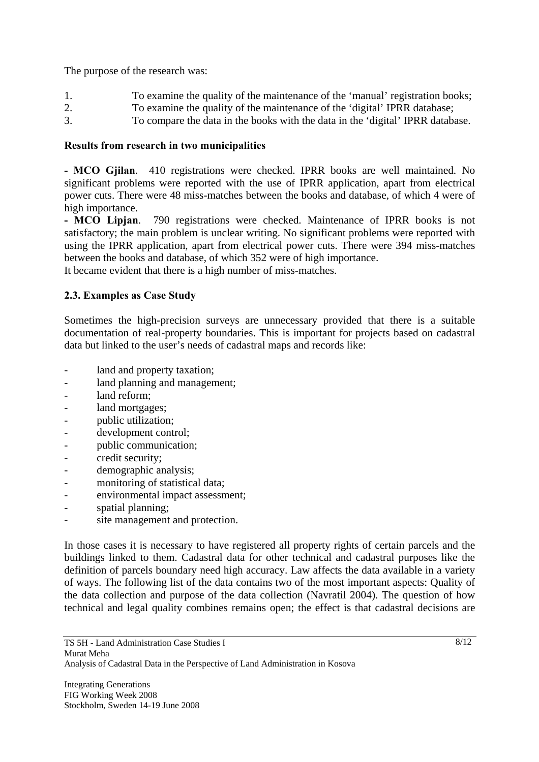The purpose of the research was:

1. To examine the quality of the maintenance of the 'manual' registration books;
2. To examine the quality of the maintenance of the 'digital' IPRR database;
3. To compare the data in the books with the data in the 'digital' IPRR database.

**Results from research in two municipalities**

**- MCO Gjilan**. 410 registrations were checked. IPRR books are well maintained. No significant problems were reported with the use of IPRR application, apart from electrical power cuts. There were 48 miss-matches between the books and database, of which 4 were of high importance.

**- MCO Lipjan**. 790 registrations were checked. Maintenance of IPRR books is not satisfactory; the main problem is unclear writing. No significant problems were reported with using the IPRR application, apart from electrical power cuts. There were 394 miss-matches between the books and database, of which 352 were of high importance.

It became evident that there is a high number of miss-matches.

### 2.3. Examples as Case Study

Sometimes the high-precision surveys are unnecessary provided that there is a suitable documentation of real-property boundaries. This is important for projects based on cadastral data but linked to the user's needs of cadastral maps and records like:

- land and property taxation;
- land planning and management;
- land reform;
- land mortgages;
- public utilization;
- development control;
- public communication;
- credit security;
- demographic analysis;
- monitoring of statistical data;
- environmental impact assessment;
- spatial planning;
- site management and protection.

In those cases it is necessary to have registered all property rights of certain parcels and the buildings linked to them. Cadastral data for other technical and cadastral purposes like the definition of parcels boundary need high accuracy. Law affects the data available in a variety of ways. The following list of the data contains two of the most important aspects: Quality of the data collection and purpose of the data collection (Navratil 2004). The question of how technical and legal quality combines remains open; the effect is that cadastral decisions are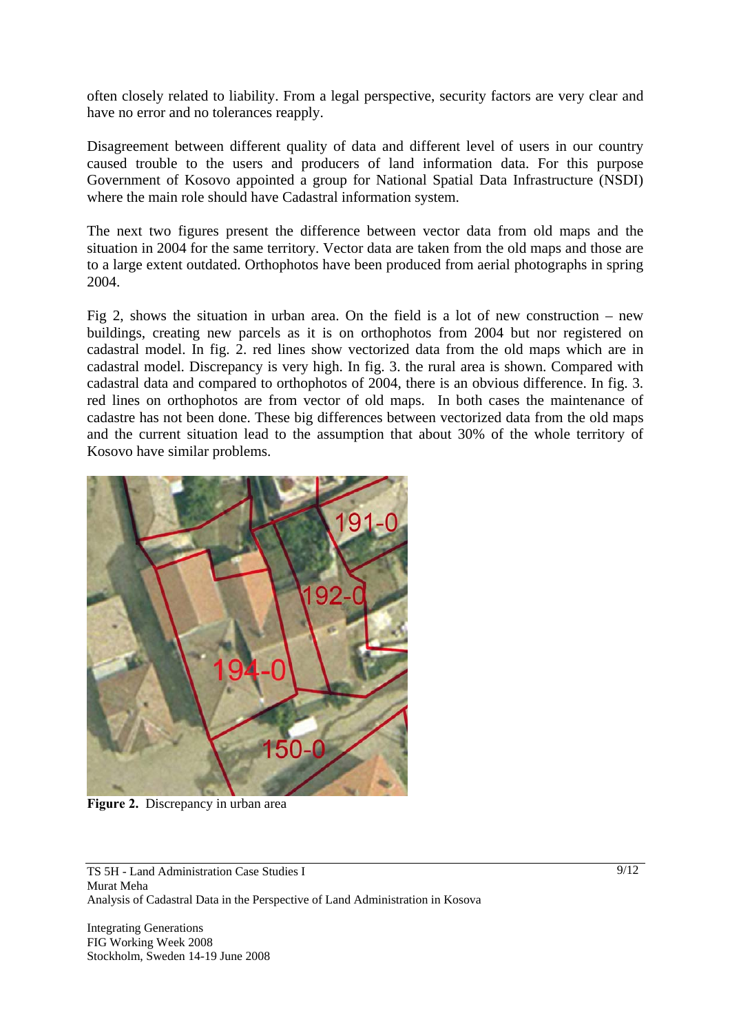often closely related to liability. From a legal perspective, security factors are very clear and have no error and no tolerances reapply.

Disagreement between different quality of data and different level of users in our country caused trouble to the users and producers of land information data. For this purpose Government of Kosovo appointed a group for National Spatial Data Infrastructure (NSDI) where the main role should have Cadastral information system.

The next two figures present the difference between vector data from old maps and the situation in 2004 for the same territory. Vector data are taken from the old maps and those are to a large extent outdated. Orthophotos have been produced from aerial photographs in spring 2004.

Fig 2, shows the situation in urban area. On the field is a lot of new construction – new buildings, creating new parcels as it is on orthophotos from 2004 but nor registered on cadastral model. In fig. 2. red lines show vectorized data from the old maps which are in cadastral model. Discrepancy is very high. In fig. 3. the rural area is shown. Compared with cadastral data and compared to orthophotos of 2004, there is an obvious difference. In fig. 3. red lines on orthophotos are from vector of old maps. In both cases the maintenance of cadastre has not been done. These big differences between vectorized data from the old maps and the current situation lead to the assumption that about 30% of the whole territory of Kosovo have similar problems.

**Figure 2.** Discrepancy in urban area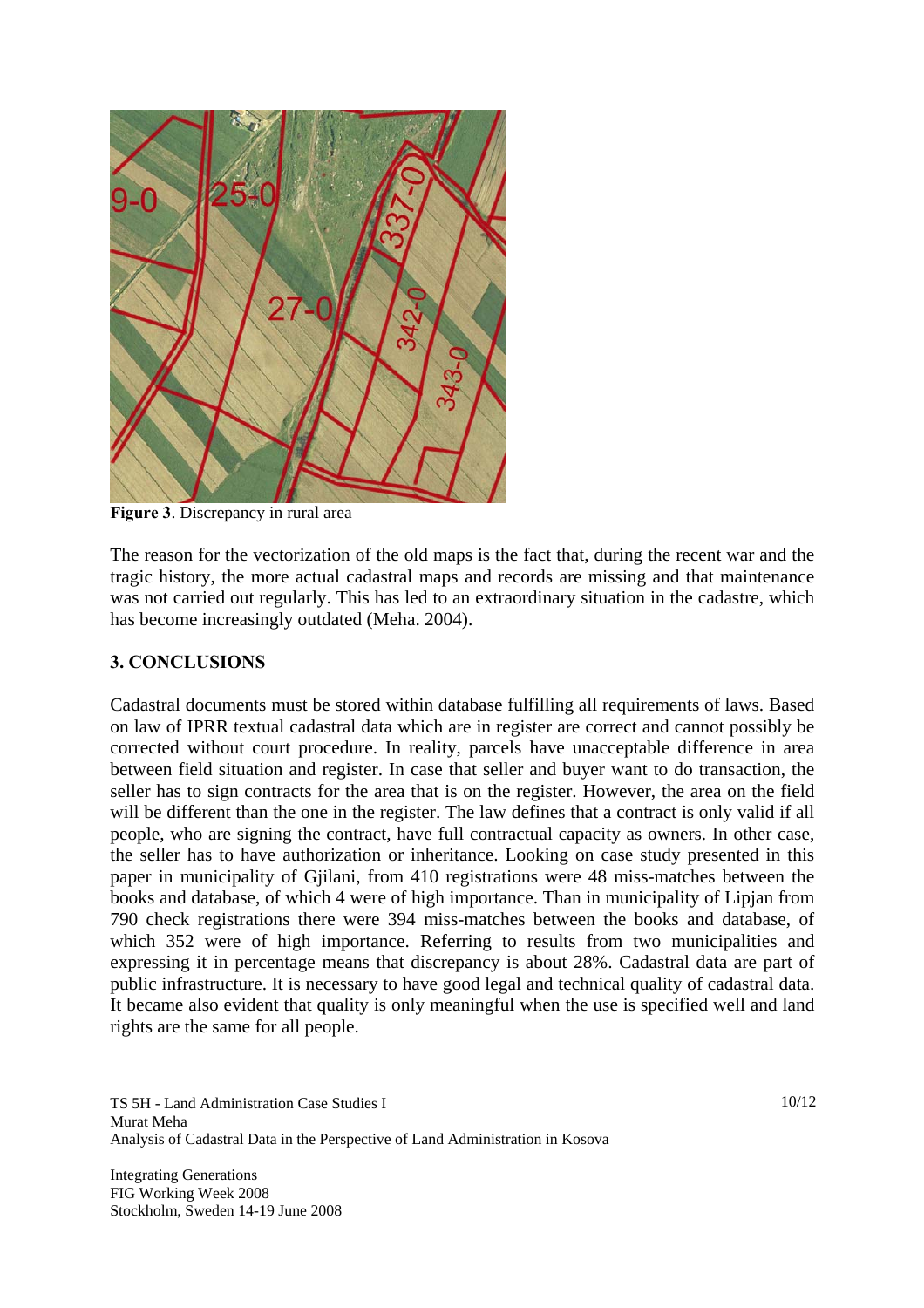**Figure 3**. Discrepancy in rural area

The reason for the vectorization of the old maps is the fact that, during the recent war and the tragic history, the more actual cadastral maps and records are missing and that maintenance was not carried out regularly. This has led to an extraordinary situation in the cadastre, which has become increasingly outdated (Meha. 2004).

## 3. CONCLUSIONS

Cadastral documents must be stored within database fulfilling all requirements of laws. Based on law of IPRR textual cadastral data which are in register are correct and cannot possibly be corrected without court procedure. In reality, parcels have unacceptable difference in area between field situation and register. In case that seller and buyer want to do transaction, the seller has to sign contracts for the area that is on the register. However, the area on the field will be different than the one in the register. The law defines that a contract is only valid if all people, who are signing the contract, have full contractual capacity as owners. In other case, the seller has to have authorization or inheritance. Looking on case study presented in this paper in municipality of Gjilani, from 410 registrations were 48 miss-matches between the books and database, of which 4 were of high importance. Than in municipality of Lipjan from 790 check registrations there were 394 miss-matches between the books and database, of which 352 were of high importance. Referring to results from two municipalities and expressing it in percentage means that discrepancy is about 28%. Cadastral data are part of public infrastructure. It is necessary to have good legal and technical quality of cadastral data. It became also evident that quality is only meaningful when the use is specified well and land rights are the same for all people.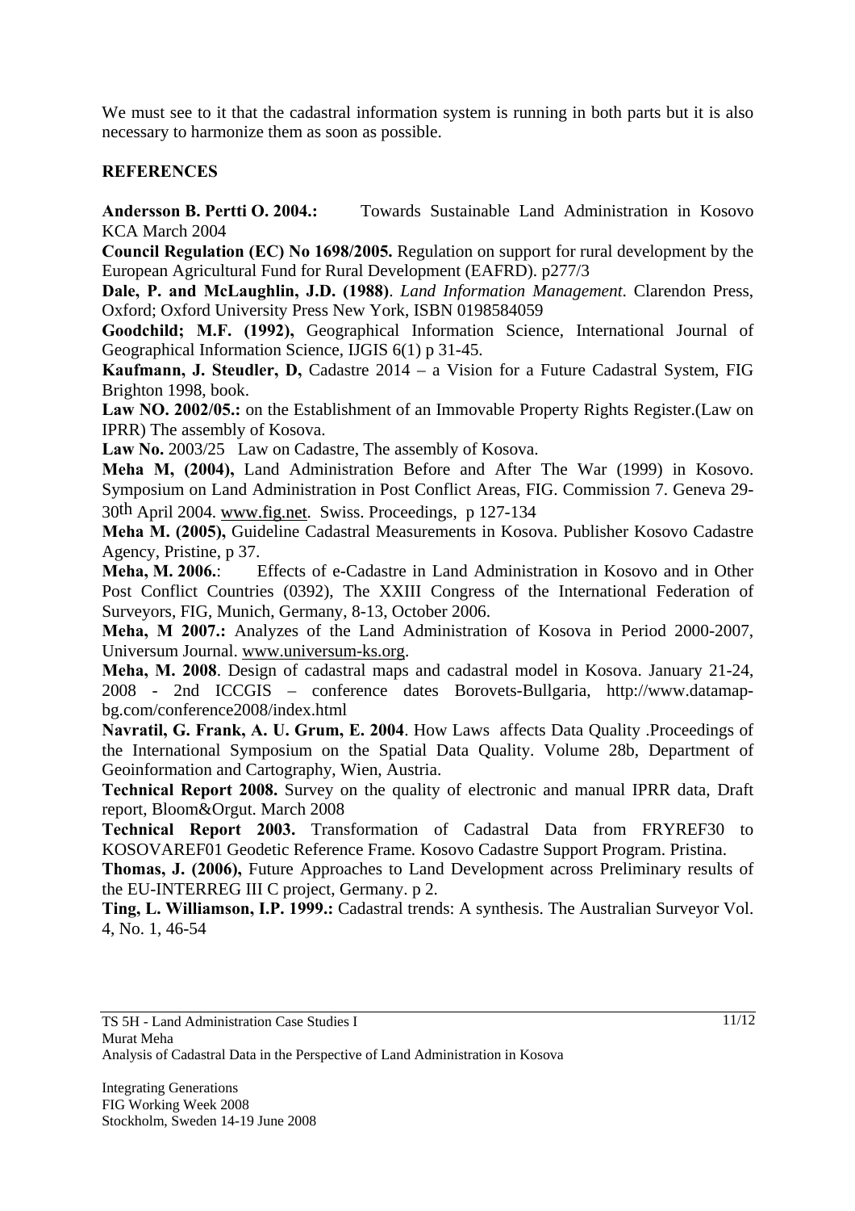We must see to it that the cadastral information system is running in both parts but it is also necessary to harmonize them as soon as possible.

## REFERENCES

**Andersson B. Pertti O. 2004.:** Towards Sustainable Land Administration in Kosovo KCA March 2004

**Council Regulation (EC) No 1698/2005.** Regulation on support for rural development by the European Agricultural Fund for Rural Development (EAFRD). p277/3

**Dale, P. and McLaughlin, J.D. (1988)**. *Land Information Management*. Clarendon Press, Oxford; Oxford University Press New York, ISBN 0198584059

**Goodchild; M.F. (1992),** Geographical Information Science, International Journal of Geographical Information Science, IJGIS 6(1) p 31-45.

**Kaufmann, J. Steudler, D,** Cadastre 2014 – a Vision for a Future Cadastral System, FIG Brighton 1998, book.

**Law NO. 2002/05.:** on the Establishment of an Immovable Property Rights Register.(Law on IPRR) The assembly of Kosova.

**Law No.** 2003/25 Law on Cadastre, The assembly of Kosova.

**Meha M, (2004),** Land Administration Before and After The War (1999) in Kosovo. Symposium on Land Administration in Post Conflict Areas, FIG. Commission 7. Geneva 29-30th April 2004. www.fig.net. Swiss. Proceedings, p 127-134

**Meha M. (2005),** Guideline Cadastral Measurements in Kosova. Publisher Kosovo Cadastre Agency, Pristine, p 37.

**Meha, M. 2006.**: Effects of e-Cadastre in Land Administration in Kosovo and in Other Post Conflict Countries (0392), The XXIII Congress of the International Federation of Surveyors, FIG, Munich, Germany, 8-13, October 2006.

**Meha, M 2007.:** Analyzes of the Land Administration of Kosova in Period 2000-2007, Universum Journal. www.universum-ks.org.

**Meha, M. 2008**. Design of cadastral maps and cadastral model in Kosova. January 21-24, 2008 - 2nd ICCGIS – conference dates Borovets-Bullgaria, http://www.datamap-bg.com/conference2008/index.html

**Navratil, G. Frank, A. U. Grum, E. 2004**. How Laws affects Data Quality .Proceedings of the International Symposium on the Spatial Data Quality. Volume 28b, Department of Geoinformation and Cartography, Wien, Austria.

**Technical Report 2008.** Survey on the quality of electronic and manual IPRR data, Draft report, Bloom&Orgut. March 2008

**Technical Report 2003.** Transformation of Cadastral Data from FRYREF30 to KOSOVAREF01 Geodetic Reference Frame. Kosovo Cadastre Support Program. Pristina.

**Thomas, J. (2006),** Future Approaches to Land Development across Preliminary results of the EU-INTERREG III C project, Germany. p 2.

**Ting, L. Williamson, I.P. 1999.:** Cadastral trends: A synthesis. The Australian Surveyor Vol. 4, No. 1, 46-54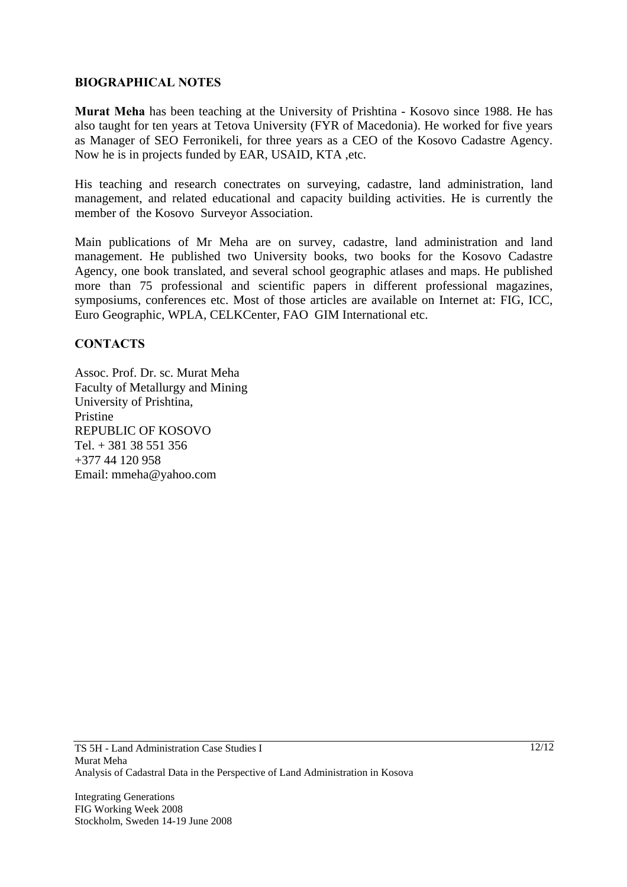## BIOGRAPHICAL NOTES

**Murat Meha** has been teaching at the University of Prishtina - Kosovo since 1988. He has also taught for ten years at Tetova University (FYR of Macedonia). He worked for five years as Manager of SEO Ferronikeli, for three years as a CEO of the Kosovo Cadastre Agency. Now he is in projects funded by EAR, USAID, KTA ,etc.

His teaching and research conectrates on surveying, cadastre, land administration, land management, and related educational and capacity building activities. He is currently the member of the Kosovo Surveyor Association.

Main publications of Mr Meha are on survey, cadastre, land administration and land management. He published two University books, two books for the Kosovo Cadastre Agency, one book translated, and several school geographic atlases and maps. He published more than 75 professional and scientific papers in different professional magazines, symposiums, conferences etc. Most of those articles are available on Internet at: FIG, ICC, Euro Geographic, WPLA, CELKCenter, FAO GIM International etc.

## CONTACTS

Assoc. Prof. Dr. sc. Murat Meha
Faculty of Metallurgy and Mining
University of Prishtina,
Pristine
REPUBLIC OF KOSOVO
Tel. + 381 38 551 356
+377 44 120 958
Email: mmeha@yahoo.com